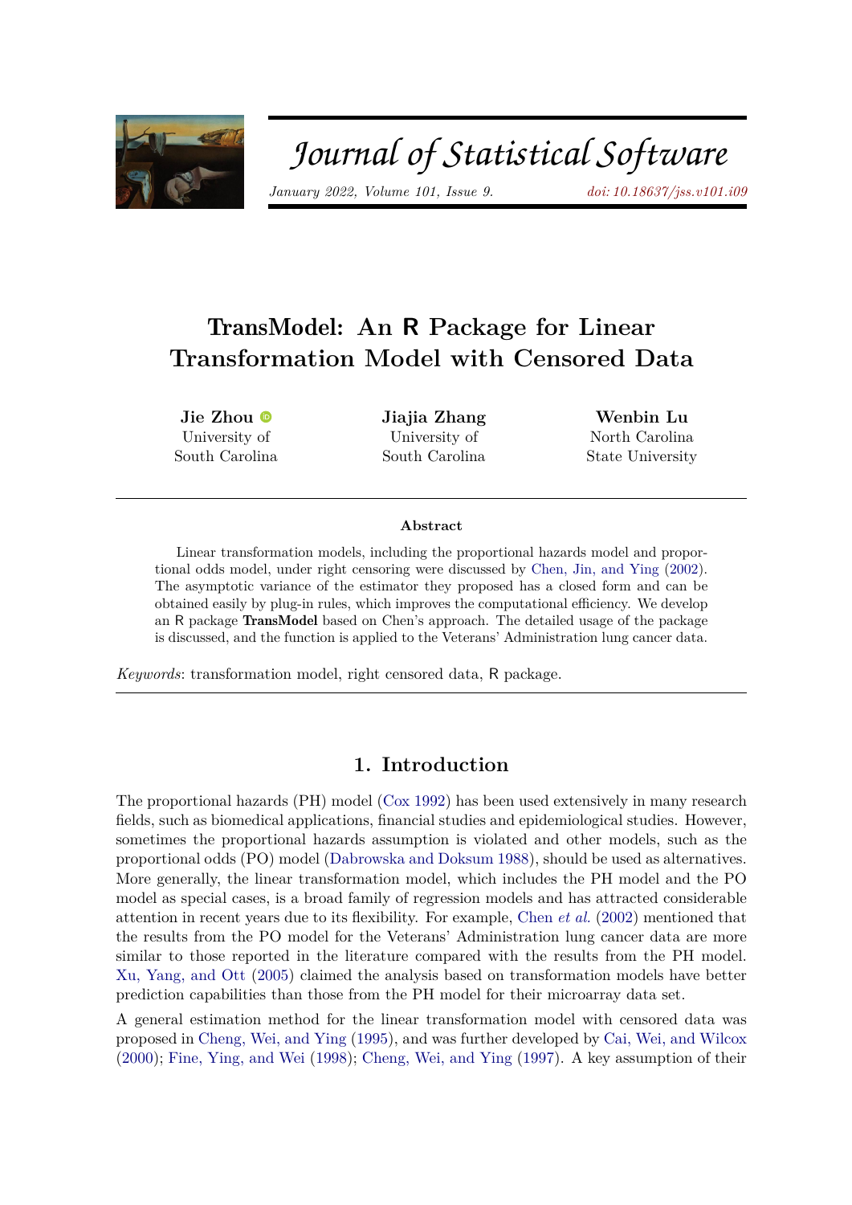# TransModel: An R Package for Linear Transformation Model with Censored Data

**Jie Zhou**
University of South Carolina

**Jiajia Zhang**
University of South Carolina

**Wenbin Lu**
North Carolina State University

### Abstract

Linear transformation models, including the proportional hazards model and proportional odds model, under right censoring were discussed by Chen, Jin, and Ying (2002). The asymptotic variance of the estimator they proposed has a closed form and can be obtained easily by plug-in rules, which improves the computational efficiency. We develop an R package **TransModel** based on Chen's approach. The detailed usage of the package is discussed, and the function is applied to the Veterans' Administration lung cancer data.

*Keywords*: transformation model, right censored data, R package.

## 1. Introduction

The proportional hazards (PH) model (Cox 1992) has been used extensively in many research fields, such as biomedical applications, financial studies and epidemiological studies. However, sometimes the proportional hazards assumption is violated and other models, such as the proportional odds (PO) model (Dabrowska and Doksum 1988), should be used as alternatives. More generally, the linear transformation model, which includes the PH model and the PO model as special cases, is a broad family of regression models and has attracted considerable attention in recent years due to its flexibility. For example, Chen *et al.* (2002) mentioned that the results from the PO model for the Veterans' Administration lung cancer data are more similar to those reported in the literature compared with the results from the PH model. Xu, Yang, and Ott (2005) claimed the analysis based on transformation models have better prediction capabilities than those from the PH model for their microarray data set.

A general estimation method for the linear transformation model with censored data was proposed in Cheng, Wei, and Ying (1995), and was further developed by Cai, Wei, and Wilcox (2000); Fine, Ying, and Wei (1998); Cheng, Wei, and Ying (1997). A key assumption of their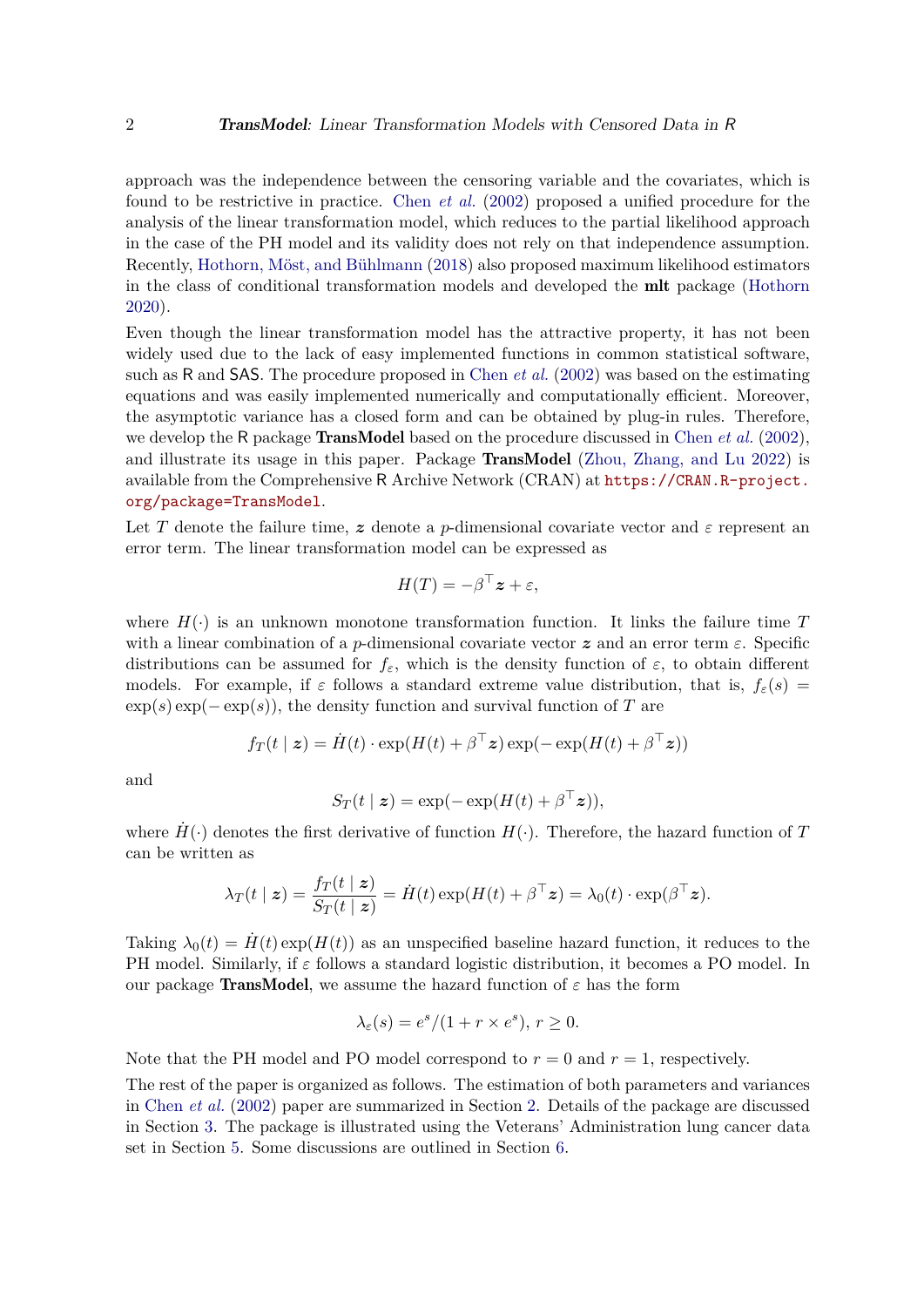approach was the independence between the censoring variable and the covariates, which is found to be restrictive in practice. Chen *et al.* (2002) proposed a unified procedure for the analysis of the linear transformation model, which reduces to the partial likelihood approach in the case of the PH model and its validity does not rely on that independence assumption. Recently, Hothorn, Möst, and Bühlmann (2018) also proposed maximum likelihood estimators in the class of conditional transformation models and developed the **mlt** package (Hothorn 2020).

Even though the linear transformation model has the attractive property, it has not been widely used due to the lack of easy implemented functions in common statistical software, such as R and SAS. The procedure proposed in Chen *et al.* (2002) was based on the estimating equations and was easily implemented numerically and computationally efficient. Moreover, the asymptotic variance has a closed form and can be obtained by plug-in rules. Therefore, we develop the R package **TransModel** based on the procedure discussed in Chen *et al.* (2002), and illustrate its usage in this paper. Package **TransModel** (Zhou, Zhang, and Lu 2022) is available from the Comprehensive R Archive Network (CRAN) at https://CRAN.R-project.org/package=TransModel.

Let $T$ denote the failure time, $\boldsymbol{z}$ denote a $p$-dimensional covariate vector and $\varepsilon$ represent an error term. The linear transformation model can be expressed as

$$H(T) = -\beta^\top \boldsymbol{z} + \varepsilon,$$

where $H(\cdot)$ is an unknown monotone transformation function. It links the failure time $T$ with a linear combination of a $p$-dimensional covariate vector $\boldsymbol{z}$ and an error term $\varepsilon$. Specific distributions can be assumed for $f_\varepsilon$, which is the density function of $\varepsilon$, to obtain different models. For example, if $\varepsilon$ follows a standard extreme value distribution, that is, $f_\varepsilon(s) = \exp(s)\exp(-\exp(s))$, the density function and survival function of $T$ are

$$f_T(t \mid \boldsymbol{z}) = \dot{H}(t) \cdot \exp(H(t) + \beta^\top \boldsymbol{z}) \exp(-\exp(H(t) + \beta^\top \boldsymbol{z}))$$

and

$$S_T(t \mid \boldsymbol{z}) = \exp(-\exp(H(t) + \beta^\top \boldsymbol{z})),$$

where $\dot{H}(\cdot)$ denotes the first derivative of function $H(\cdot)$. Therefore, the hazard function of $T$ can be written as

$$\lambda_T(t \mid \boldsymbol{z}) = \frac{f_T(t \mid \boldsymbol{z})}{S_T(t \mid \boldsymbol{z})} = \dot{H}(t)\exp(H(t) + \beta^\top \boldsymbol{z}) = \lambda_0(t) \cdot \exp(\beta^\top \boldsymbol{z}).$$

Taking $\lambda_0(t) = \dot{H}(t)\exp(H(t))$ as an unspecified baseline hazard function, it reduces to the PH model. Similarly, if $\varepsilon$ follows a standard logistic distribution, it becomes a PO model. In our package **TransModel**, we assume the hazard function of $\varepsilon$ has the form

$$\lambda_\varepsilon(s) = e^s/(1 + r \times e^s),\ r \geq 0.$$

Note that the PH model and PO model correspond to $r = 0$ and $r = 1$, respectively.

The rest of the paper is organized as follows. The estimation of both parameters and variances in Chen *et al.* (2002) paper are summarized in Section 2. Details of the package are discussed in Section 3. The package is illustrated using the Veterans' Administration lung cancer data set in Section 5. Some discussions are outlined in Section 6.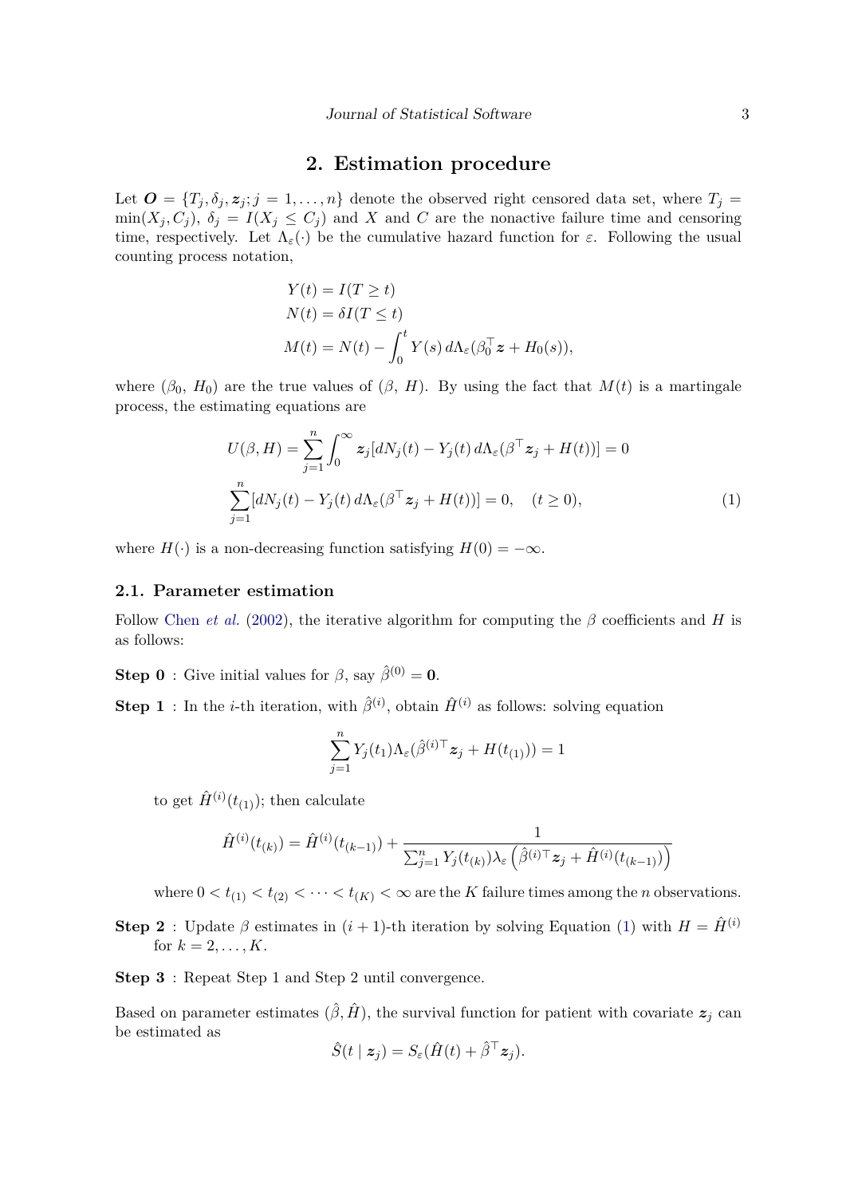## 2. Estimation procedure

Let $\boldsymbol{O} = \{T_j, \delta_j, \boldsymbol{z}_j; j = 1, \ldots, n\}$ denote the observed right censored data set, where $T_j = \min(X_j, C_j)$, $\delta_j = I(X_j \leq C_j)$ and $X$ and $C$ are the nonactive failure time and censoring time, respectively. Let $\Lambda_\varepsilon(\cdot)$ be the cumulative hazard function for $\varepsilon$. Following the usual counting process notation,

$$
\begin{aligned}
Y(t) &= I(T \geq t) \\
N(t) &= \delta I(T \leq t) \\
M(t) &= N(t) - \int_0^t Y(s)\, d\Lambda_\varepsilon(\beta_0^\top \boldsymbol{z} + H_0(s)),
\end{aligned}
$$

where $(\beta_0,\ H_0)$ are the true values of $(\beta,\ H)$. By using the fact that $M(t)$ is a martingale process, the estimating equations are

$$
\begin{aligned}
U(\beta, H) &= \sum_{j=1}^n \int_0^\infty \boldsymbol{z}_j [dN_j(t) - Y_j(t)\, d\Lambda_\varepsilon(\beta^\top \boldsymbol{z}_j + H(t))] = 0 \\
&\sum_{j=1}^n [dN_j(t) - Y_j(t)\, d\Lambda_\varepsilon(\beta^\top \boldsymbol{z}_j + H(t))] = 0, \quad (t \geq 0),
\end{aligned}
\tag{1}
$$

where $H(\cdot)$ is a non-decreasing function satisfying $H(0) = -\infty$.

### 2.1. Parameter estimation

Follow Chen *et al.* (2002), the iterative algorithm for computing the $\beta$ coefficients and $H$ is as follows:

**Step 0** : Give initial values for $\beta$, say $\hat{\beta}^{(0)} = \mathbf{0}$.

**Step 1** : In the $i$-th iteration, with $\hat{\beta}^{(i)}$, obtain $\hat{H}^{(i)}$ as follows: solving equation

$$
\sum_{j=1}^n Y_j(t_1) \Lambda_\varepsilon(\hat{\beta}^{(i)\top} \boldsymbol{z}_j + H(t_{(1)})) = 1
$$

to get $\hat{H}^{(i)}(t_{(1)})$; then calculate

$$
\hat{H}^{(i)}(t_{(k)}) = \hat{H}^{(i)}(t_{(k-1)}) + \frac{1}{\sum_{j=1}^n Y_j(t_{(k)}) \lambda_\varepsilon \left( \hat{\beta}^{(i)\top} \boldsymbol{z}_j + \hat{H}^{(i)}(t_{(k-1)}) \right)}
$$

where $0 < t_{(1)} < t_{(2)} < \cdots < t_{(K)} < \infty$ are the $K$ failure times among the $n$ observations.

**Step 2** : Update $\beta$ estimates in $(i+1)$-th iteration by solving Equation (1) with $H = \hat{H}^{(i)}$ for $k = 2, \ldots, K$.

**Step 3** : Repeat Step 1 and Step 2 until convergence.

Based on parameter estimates $(\hat{\beta}, \hat{H})$, the survival function for patient with covariate $\boldsymbol{z}_j$ can be estimated as

$$
\hat{S}(t \mid \boldsymbol{z}_j) = S_\varepsilon(\hat{H}(t) + \hat{\beta}^\top \boldsymbol{z}_j).
$$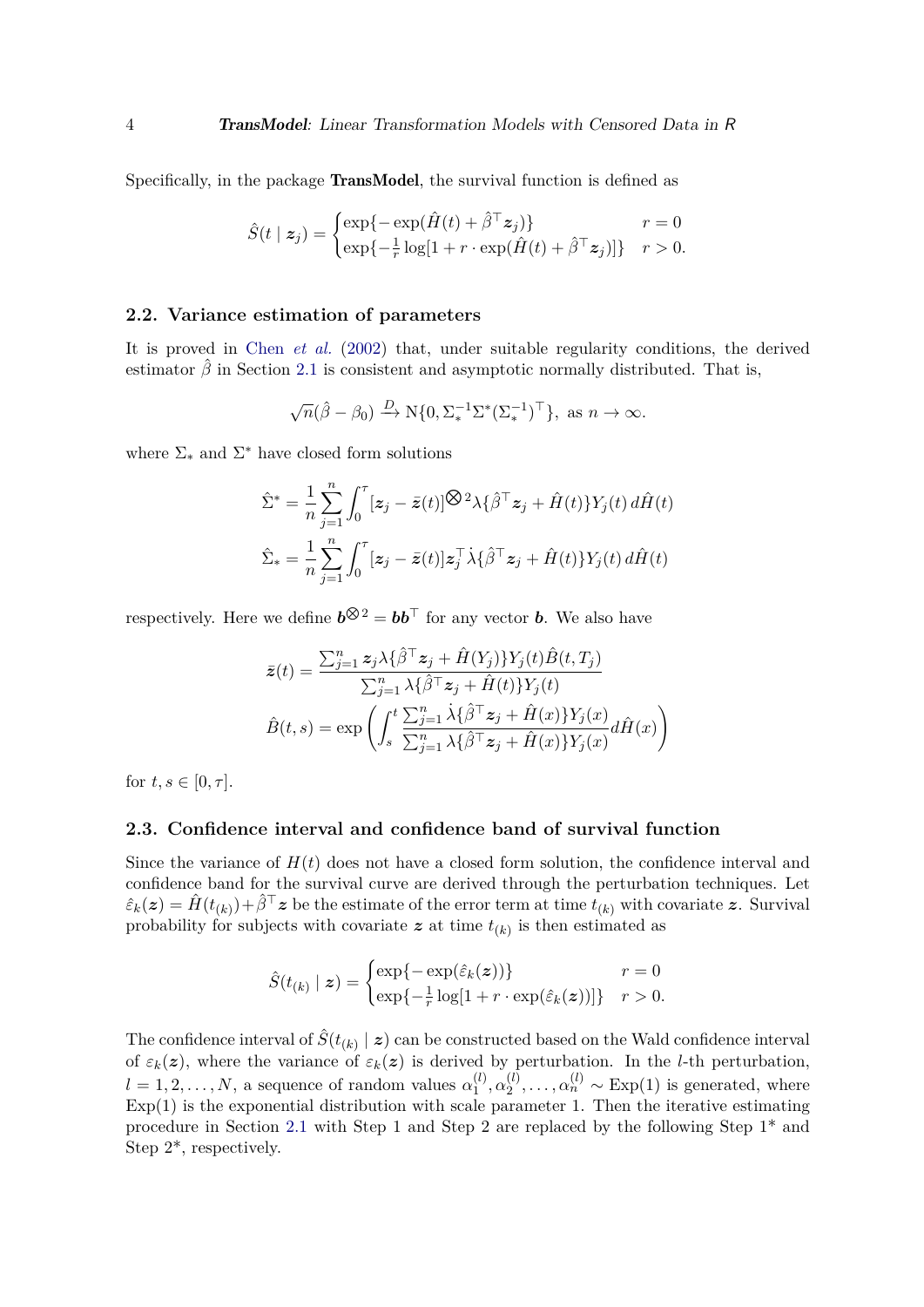Specifically, in the package **TransModel**, the survival function is defined as

$$\hat{S}(t \mid \boldsymbol{z}_j) = \begin{cases} \exp\{-\exp(\hat{H}(t) + \hat{\beta}^\top \boldsymbol{z}_j)\} & r = 0 \\ \exp\{-\frac{1}{r}\log[1 + r \cdot \exp(\hat{H}(t) + \hat{\beta}^\top \boldsymbol{z}_j)]\} & r > 0. \end{cases}$$

## 2.2. Variance estimation of parameters

It is proved in Chen *et al.* (2002) that, under suitable regularity conditions, the derived estimator $\hat{\beta}$ in Section 2.1 is consistent and asymptotic normally distributed. That is,

$$\sqrt{n}(\hat{\beta} - \beta_0) \xrightarrow{D} \mathrm{N}\{0, \Sigma_*^{-1}\Sigma^*(\Sigma_*^{-1})^\top\}, \text{ as } n \to \infty.$$

where $\Sigma_*$ and $\Sigma^*$ have closed form solutions

$$\hat{\Sigma}^* = \frac{1}{n}\sum_{j=1}^{n}\int_0^\tau [\boldsymbol{z}_j - \bar{\boldsymbol{z}}(t)]^{\bigotimes 2}\lambda\{\hat{\beta}^\top \boldsymbol{z}_j + \hat{H}(t)\}Y_j(t)\, d\hat{H}(t)$$

$$\hat{\Sigma}_* = \frac{1}{n}\sum_{j=1}^{n}\int_0^\tau [\boldsymbol{z}_j - \bar{\boldsymbol{z}}(t)]\boldsymbol{z}_j^\top \dot{\lambda}\{\hat{\beta}^\top \boldsymbol{z}_j + \hat{H}(t)\}Y_j(t)\, d\hat{H}(t)$$

respectively. Here we define $\boldsymbol{b}^{\bigotimes 2} = \boldsymbol{b}\boldsymbol{b}^\top$ for any vector $\boldsymbol{b}$. We also have

$$\bar{\boldsymbol{z}}(t) = \frac{\sum_{j=1}^{n} \boldsymbol{z}_j \lambda\{\hat{\beta}^\top \boldsymbol{z}_j + \hat{H}(Y_j)\}Y_j(t)\hat{B}(t, T_j)}{\sum_{j=1}^{n} \lambda\{\hat{\beta}^\top \boldsymbol{z}_j + \hat{H}(t)\}Y_j(t)}$$

$$\hat{B}(t, s) = \exp\left(\int_s^t \frac{\sum_{j=1}^{n} \dot{\lambda}\{\hat{\beta}^\top \boldsymbol{z}_j + \hat{H}(x)\}Y_j(x)}{\sum_{j=1}^{n} \lambda\{\hat{\beta}^\top \boldsymbol{z}_j + \hat{H}(x)\}Y_j(x)} d\hat{H}(x)\right)$$

for $t, s \in [0, \tau]$.

## 2.3. Confidence interval and confidence band of survival function

Since the variance of $H(t)$ does not have a closed form solution, the confidence interval and confidence band for the survival curve are derived through the perturbation techniques. Let $\hat{\varepsilon}_k(\boldsymbol{z}) = \hat{H}(t_{(k)}) + \hat{\beta}^\top \boldsymbol{z}$ be the estimate of the error term at time $t_{(k)}$ with covariate $\boldsymbol{z}$. Survival probability for subjects with covariate $\boldsymbol{z}$ at time $t_{(k)}$ is then estimated as

$$\hat{S}(t_{(k)} \mid \boldsymbol{z}) = \begin{cases} \exp\{-\exp(\hat{\varepsilon}_k(\boldsymbol{z}))\} & r = 0 \\ \exp\{-\frac{1}{r}\log[1 + r \cdot \exp(\hat{\varepsilon}_k(\boldsymbol{z}))]\} & r > 0. \end{cases}$$

The confidence interval of $\hat{S}(t_{(k)} \mid \boldsymbol{z})$ can be constructed based on the Wald confidence interval of $\varepsilon_k(\boldsymbol{z})$, where the variance of $\varepsilon_k(\boldsymbol{z})$ is derived by perturbation. In the $l$-th perturbation, $l = 1, 2, \ldots, N$, a sequence of random values $\alpha_1^{(l)}, \alpha_2^{(l)}, \ldots, \alpha_n^{(l)} \sim \mathrm{Exp}(1)$ is generated, where $\mathrm{Exp}(1)$ is the exponential distribution with scale parameter 1. Then the iterative estimating procedure in Section 2.1 with Step 1 and Step 2 are replaced by the following Step 1* and Step 2*, respectively.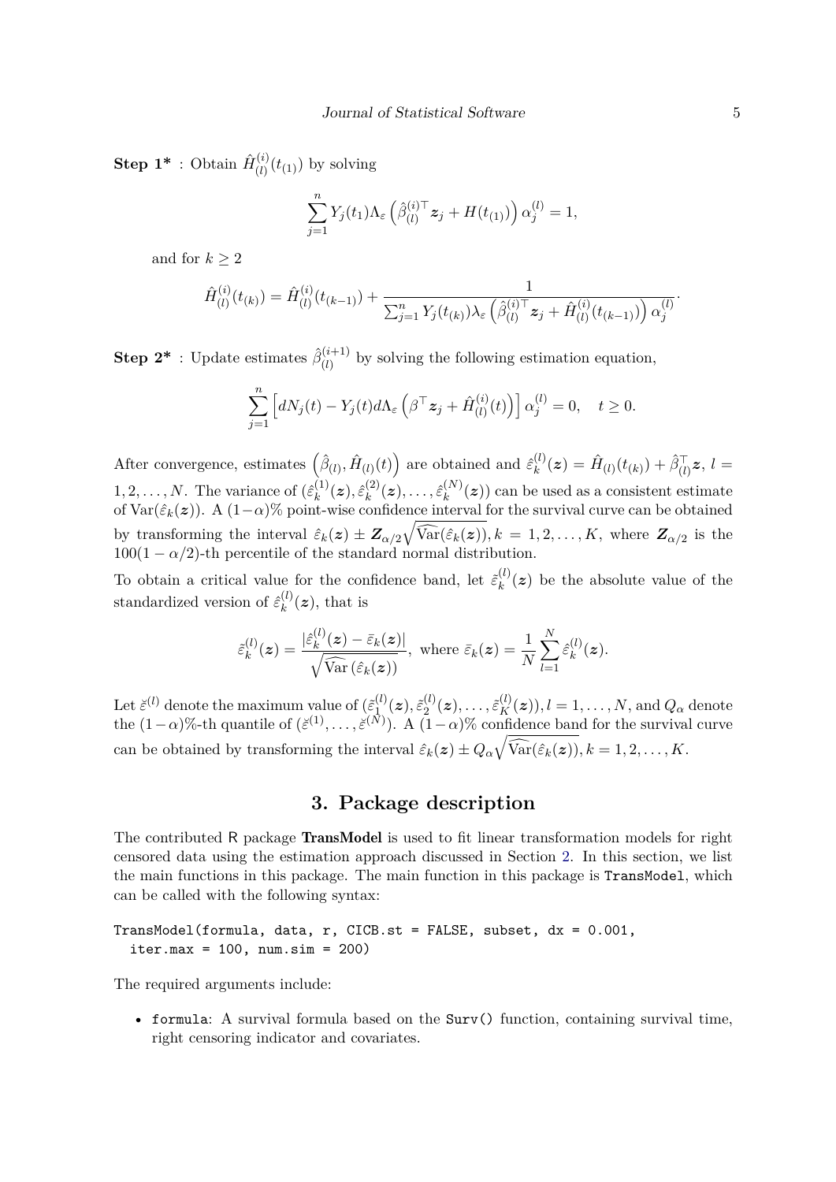**Step 1*** : Obtain $\hat{H}_{(l)}^{(i)}(t_{(1)})$ by solving

$$\sum_{j=1}^{n} Y_j(t_1)\Lambda_\varepsilon\left(\hat{\beta}_{(l)}^{(i)\top}\boldsymbol{z}_j + H(t_{(1)})\right)\alpha_j^{(l)} = 1,$$

and for $k \geq 2$

$$\hat{H}_{(l)}^{(i)}(t_{(k)}) = \hat{H}_{(l)}^{(i)}(t_{(k-1)}) + \frac{1}{\sum_{j=1}^{n} Y_j(t_{(k)})\lambda_\varepsilon\left(\hat{\beta}_{(l)}^{(i)\top}\boldsymbol{z}_j + \hat{H}_{(l)}^{(i)}(t_{(k-1)})\right)\alpha_j^{(l)}}.$$

**Step 2*** : Update estimates $\hat{\beta}_{(l)}^{(i+1)}$ by solving the following estimation equation,

$$\sum_{j=1}^{n}\left[dN_j(t) - Y_j(t)d\Lambda_\varepsilon\left(\beta^\top\boldsymbol{z}_j + \hat{H}_{(l)}^{(i)}(t)\right)\right]\alpha_j^{(l)} = 0, \quad t \geq 0.$$

After convergence, estimates $\left(\hat{\beta}_{(l)}, \hat{H}_{(l)}(t)\right)$ are obtained and $\hat{\varepsilon}_k^{(l)}(\boldsymbol{z}) = \hat{H}_{(l)}(t_{(k)}) + \hat{\beta}_{(l)}^\top\boldsymbol{z}$, $l = 1, 2, \ldots, N$. The variance of $(\hat{\varepsilon}_k^{(1)}(\boldsymbol{z}), \hat{\varepsilon}_k^{(2)}(\boldsymbol{z}), \ldots, \hat{\varepsilon}_k^{(N)}(\boldsymbol{z}))$ can be used as a consistent estimate of $\mathrm{Var}(\hat{\varepsilon}_k(\boldsymbol{z}))$. A $(1-\alpha)\%$ point-wise confidence interval for the survival curve can be obtained by transforming the interval $\hat{\varepsilon}_k(\boldsymbol{z}) \pm \boldsymbol{Z}_{\alpha/2}\sqrt{\widehat{\mathrm{Var}}(\hat{\varepsilon}_k(\boldsymbol{z}))}, k = 1, 2, \ldots, K$, where $\boldsymbol{Z}_{\alpha/2}$ is the $100(1-\alpha/2)$-th percentile of the standard normal distribution.

To obtain a critical value for the confidence band, let $\tilde{\varepsilon}_k^{(l)}(\boldsymbol{z})$ be the absolute value of the standardized version of $\hat{\varepsilon}_k^{(l)}(\boldsymbol{z})$, that is

$$\tilde{\varepsilon}_k^{(l)}(\boldsymbol{z}) = \frac{|\hat{\varepsilon}_k^{(l)}(\boldsymbol{z}) - \bar{\varepsilon}_k(\boldsymbol{z})|}{\sqrt{\widehat{\mathrm{Var}}\left(\hat{\varepsilon}_k(\boldsymbol{z})\right)}}, \text{ where } \bar{\varepsilon}_k(\boldsymbol{z}) = \frac{1}{N}\sum_{l=1}^{N}\hat{\varepsilon}_k^{(l)}(\boldsymbol{z}).$$

Let $\breve{\varepsilon}^{(l)}$ denote the maximum value of $(\tilde{\varepsilon}_1^{(l)}(\boldsymbol{z}), \tilde{\varepsilon}_2^{(l)}(\boldsymbol{z}), \ldots, \tilde{\varepsilon}_K^{(l)}(\boldsymbol{z})), l = 1, \ldots, N$, and $Q_\alpha$ denote the $(1-\alpha)\%$-th quantile of $(\breve{\varepsilon}^{(1)}, \ldots, \breve{\varepsilon}^{(N)})$. A $(1-\alpha)\%$ confidence band for the survival curve can be obtained by transforming the interval $\hat{\varepsilon}_k(\boldsymbol{z}) \pm Q_\alpha\sqrt{\widehat{\mathrm{Var}}(\hat{\varepsilon}_k(\boldsymbol{z}))}, k = 1, 2, \ldots, K$.

# 3. Package description

The contributed R package **TransModel** is used to fit linear transformation models for right censored data using the estimation approach discussed in Section 2. In this section, we list the main functions in this package. The main function in this package is `TransModel`, which can be called with the following syntax:

```
TransModel(formula, data, r, CICB.st = FALSE, subset, dx = 0.001,
  iter.max = 100, num.sim = 200)
```

The required arguments include:

- `formula`: A survival formula based on the `Surv()` function, containing survival time, right censoring indicator and covariates.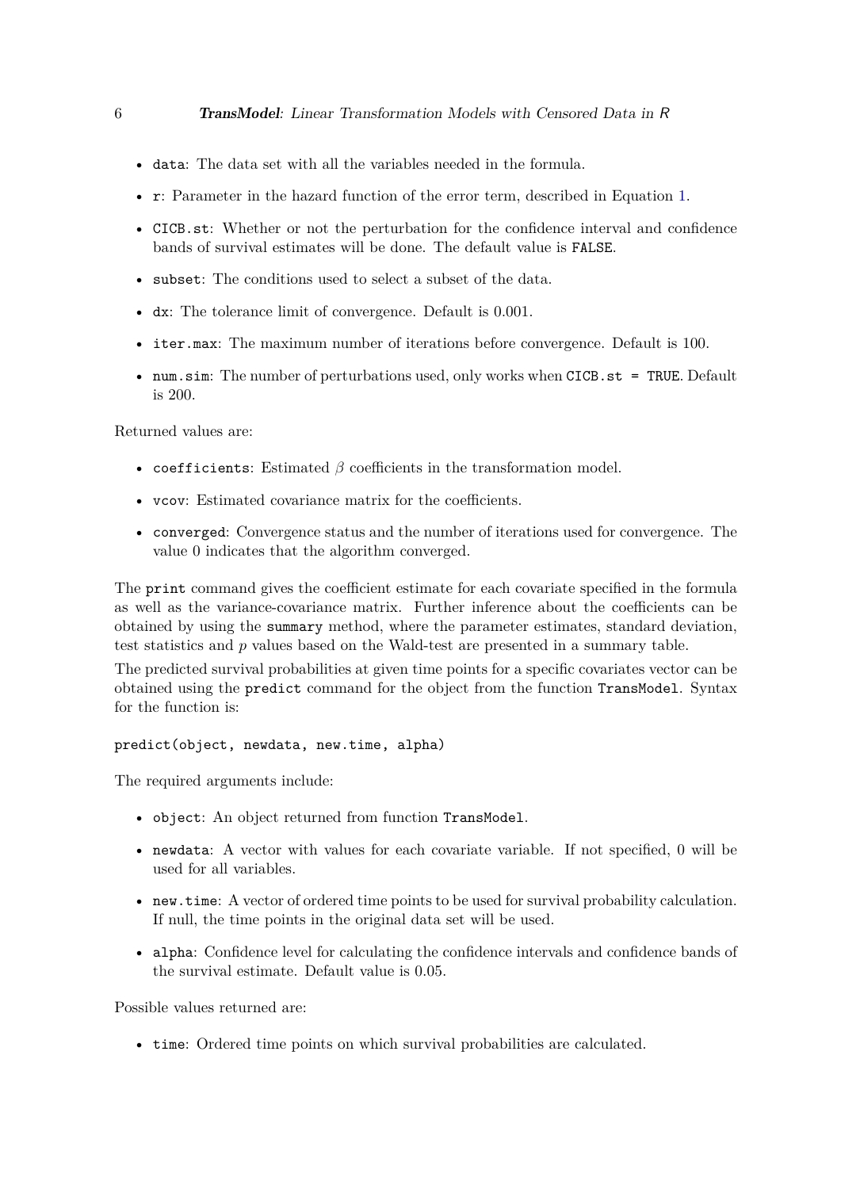- `data`: The data set with all the variables needed in the formula.
- `r`: Parameter in the hazard function of the error term, described in Equation 1.
- `CICB.st`: Whether or not the perturbation for the confidence interval and confidence bands of survival estimates will be done. The default value is `FALSE`.
- `subset`: The conditions used to select a subset of the data.
- `dx`: The tolerance limit of convergence. Default is 0.001.
- `iter.max`: The maximum number of iterations before convergence. Default is 100.
- `num.sim`: The number of perturbations used, only works when `CICB.st = TRUE`. Default is 200.

Returned values are:

- `coefficients`: Estimated $\beta$ coefficients in the transformation model.
- `vcov`: Estimated covariance matrix for the coefficients.
- `converged`: Convergence status and the number of iterations used for convergence. The value 0 indicates that the algorithm converged.

The `print` command gives the coefficient estimate for each covariate specified in the formula as well as the variance-covariance matrix. Further inference about the coefficients can be obtained by using the `summary` method, where the parameter estimates, standard deviation, test statistics and $p$ values based on the Wald-test are presented in a summary table.

The predicted survival probabilities at given time points for a specific covariates vector can be obtained using the `predict` command for the object from the function `TransModel`. Syntax for the function is:

```
predict(object, newdata, new.time, alpha)
```

The required arguments include:

- `object`: An object returned from function `TransModel`.
- `newdata`: A vector with values for each covariate variable. If not specified, 0 will be used for all variables.
- `new.time`: A vector of ordered time points to be used for survival probability calculation. If null, the time points in the original data set will be used.
- `alpha`: Confidence level for calculating the confidence intervals and confidence bands of the survival estimate. Default value is 0.05.

Possible values returned are:

- `time`: Ordered time points on which survival probabilities are calculated.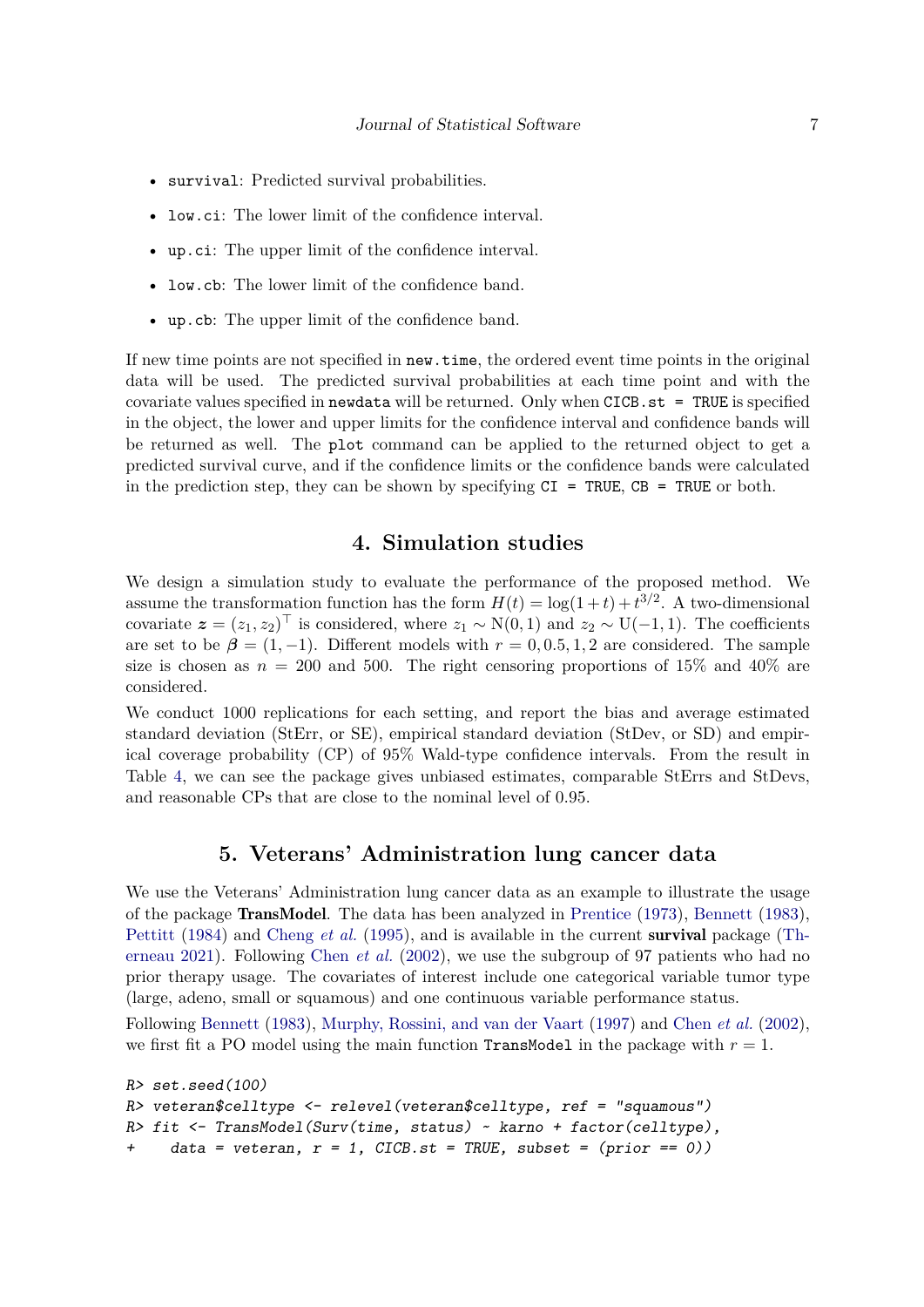- `survival`: Predicted survival probabilities.
- `low.ci`: The lower limit of the confidence interval.
- `up.ci`: The upper limit of the confidence interval.
- `low.cb`: The lower limit of the confidence band.
- `up.cb`: The upper limit of the confidence band.

If new time points are not specified in `new.time`, the ordered event time points in the original data will be used. The predicted survival probabilities at each time point and with the covariate values specified in `newdata` will be returned. Only when `CICB.st = TRUE` is specified in the object, the lower and upper limits for the confidence interval and confidence bands will be returned as well. The `plot` command can be applied to the returned object to get a predicted survival curve, and if the confidence limits or the confidence bands were calculated in the prediction step, they can be shown by specifying `CI = TRUE`, `CB = TRUE` or both.

## 4. Simulation studies

We design a simulation study to evaluate the performance of the proposed method. We assume the transformation function has the form $H(t) = \log(1+t) + t^{3/2}$. A two-dimensional covariate $\boldsymbol{z} = (z_1, z_2)^\top$ is considered, where $z_1 \sim \mathrm{N}(0,1)$ and $z_2 \sim \mathrm{U}(-1,1)$. The coefficients are set to be $\boldsymbol{\beta} = (1, -1)$. Different models with $r = 0, 0.5, 1, 2$ are considered. The sample size is chosen as $n = 200$ and 500. The right censoring proportions of 15% and 40% are considered.

We conduct 1000 replications for each setting, and report the bias and average estimated standard deviation (StErr, or SE), empirical standard deviation (StDev, or SD) and empirical coverage probability (CP) of 95% Wald-type confidence intervals. From the result in Table 4, we can see the package gives unbiased estimates, comparable StErrs and StDevs, and reasonable CPs that are close to the nominal level of 0.95.

## 5. Veterans' Administration lung cancer data

We use the Veterans' Administration lung cancer data as an example to illustrate the usage of the package **TransModel**. The data has been analyzed in Prentice (1973), Bennett (1983), Pettitt (1984) and Cheng *et al.* (1995), and is available in the current **survival** package (Therneau 2021). Following Chen *et al.* (2002), we use the subgroup of 97 patients who had no prior therapy usage. The covariates of interest include one categorical variable tumor type (large, adeno, small or squamous) and one continuous variable performance status.

Following Bennett (1983), Murphy, Rossini, and van der Vaart (1997) and Chen *et al.* (2002), we first fit a PO model using the main function `TransModel` in the package with $r = 1$.

```
R> set.seed(100)
R> veteran$celltype <- relevel(veteran$celltype, ref = "squamous")
R> fit <- TransModel(Surv(time, status) ~ karno + factor(celltype),
+    data = veteran, r = 1, CICB.st = TRUE, subset = (prior == 0))
```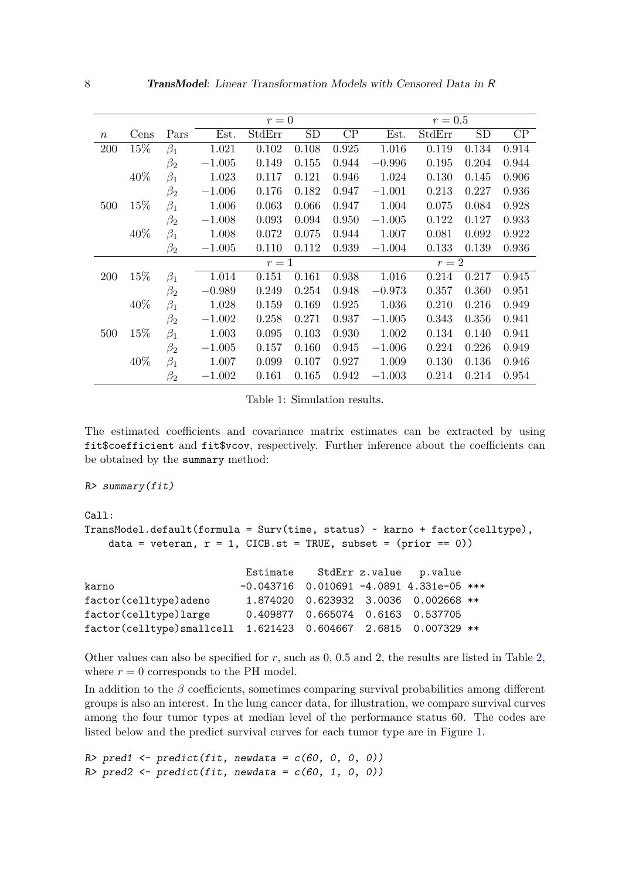| | | | $r = 0$ | | | | $r = 0.5$ | | | |
|---|---|---|---|---|---|---|---|---|---|---|
| $n$ | Cens | Pars | Est. | StdErr | SD | CP | Est. | StdErr | SD | CP |
| 200 | 15% | $\beta_1$ | 1.021 | 0.102 | 0.108 | 0.925 | 1.016 | 0.119 | 0.134 | 0.914 |
| | | $\beta_2$ | $-1.005$ | 0.149 | 0.155 | 0.944 | $-0.996$ | 0.195 | 0.204 | 0.944 |
| | 40% | $\beta_1$ | 1.023 | 0.117 | 0.121 | 0.946 | 1.024 | 0.130 | 0.145 | 0.906 |
| | | $\beta_2$ | $-1.006$ | 0.176 | 0.182 | 0.947 | $-1.001$ | 0.213 | 0.227 | 0.936 |
| 500 | 15% | $\beta_1$ | 1.006 | 0.063 | 0.066 | 0.947 | 1.004 | 0.075 | 0.084 | 0.928 |
| | | $\beta_2$ | $-1.008$ | 0.093 | 0.094 | 0.950 | $-1.005$ | 0.122 | 0.127 | 0.933 |
| | 40% | $\beta_1$ | 1.008 | 0.072 | 0.075 | 0.944 | 1.007 | 0.081 | 0.092 | 0.922 |
| | | $\beta_2$ | $-1.005$ | 0.110 | 0.112 | 0.939 | $-1.004$ | 0.133 | 0.139 | 0.936 |
| | | | $r = 1$ | | | | $r = 2$ | | | |
| 200 | 15% | $\beta_1$ | 1.014 | 0.151 | 0.161 | 0.938 | 1.016 | 0.214 | 0.217 | 0.945 |
| | | $\beta_2$ | $-0.989$ | 0.249 | 0.254 | 0.948 | $-0.973$ | 0.357 | 0.360 | 0.951 |
| | 40% | $\beta_1$ | 1.028 | 0.159 | 0.169 | 0.925 | 1.036 | 0.210 | 0.216 | 0.949 |
| | | $\beta_2$ | $-1.002$ | 0.258 | 0.271 | 0.937 | $-1.005$ | 0.343 | 0.356 | 0.941 |
| 500 | 15% | $\beta_1$ | 1.003 | 0.095 | 0.103 | 0.930 | 1.002 | 0.134 | 0.140 | 0.941 |
| | | $\beta_2$ | $-1.005$ | 0.157 | 0.160 | 0.945 | $-1.006$ | 0.224 | 0.226 | 0.949 |
| | 40% | $\beta_1$ | 1.007 | 0.099 | 0.107 | 0.927 | 1.009 | 0.130 | 0.136 | 0.946 |
| | | $\beta_2$ | $-1.002$ | 0.161 | 0.165 | 0.942 | $-1.003$ | 0.214 | 0.214 | 0.954 |

Table 1: Simulation results.

The estimated coefficients and covariance matrix estimates can be extracted by using `fit$coefficient` and `fit$vcov`, respectively. Further inference about the coefficients can be obtained by the `summary` method:

```
R> summary(fit)

Call:
TransModel.default(formula = Surv(time, status) ~ karno + factor(celltype),
    data = veteran, r = 1, CICB.st = TRUE, subset = (prior == 0))

                            Estimate    StdErr z.value   p.value
karno                      -0.043716  0.010691 -4.0891 4.331e-05 ***
factor(celltype)adeno       1.874020  0.623932  3.0036  0.002668 **
factor(celltype)large       0.409877  0.665074  0.6163  0.537705
factor(celltype)smallcell  1.621423  0.604667  2.6815  0.007329 **
```

Other values can also be specified for $r$, such as 0, 0.5 and 2, the results are listed in Table 2, where $r = 0$ corresponds to the PH model.

In addition to the $\beta$ coefficients, sometimes comparing survival probabilities among different groups is also an interest. In the lung cancer data, for illustration, we compare survival curves among the four tumor types at median level of the performance status 60. The codes are listed below and the predict survival curves for each tumor type are in Figure 1.

```
R> pred1 <- predict(fit, newdata = c(60, 0, 0, 0))
R> pred2 <- predict(fit, newdata = c(60, 1, 0, 0))
```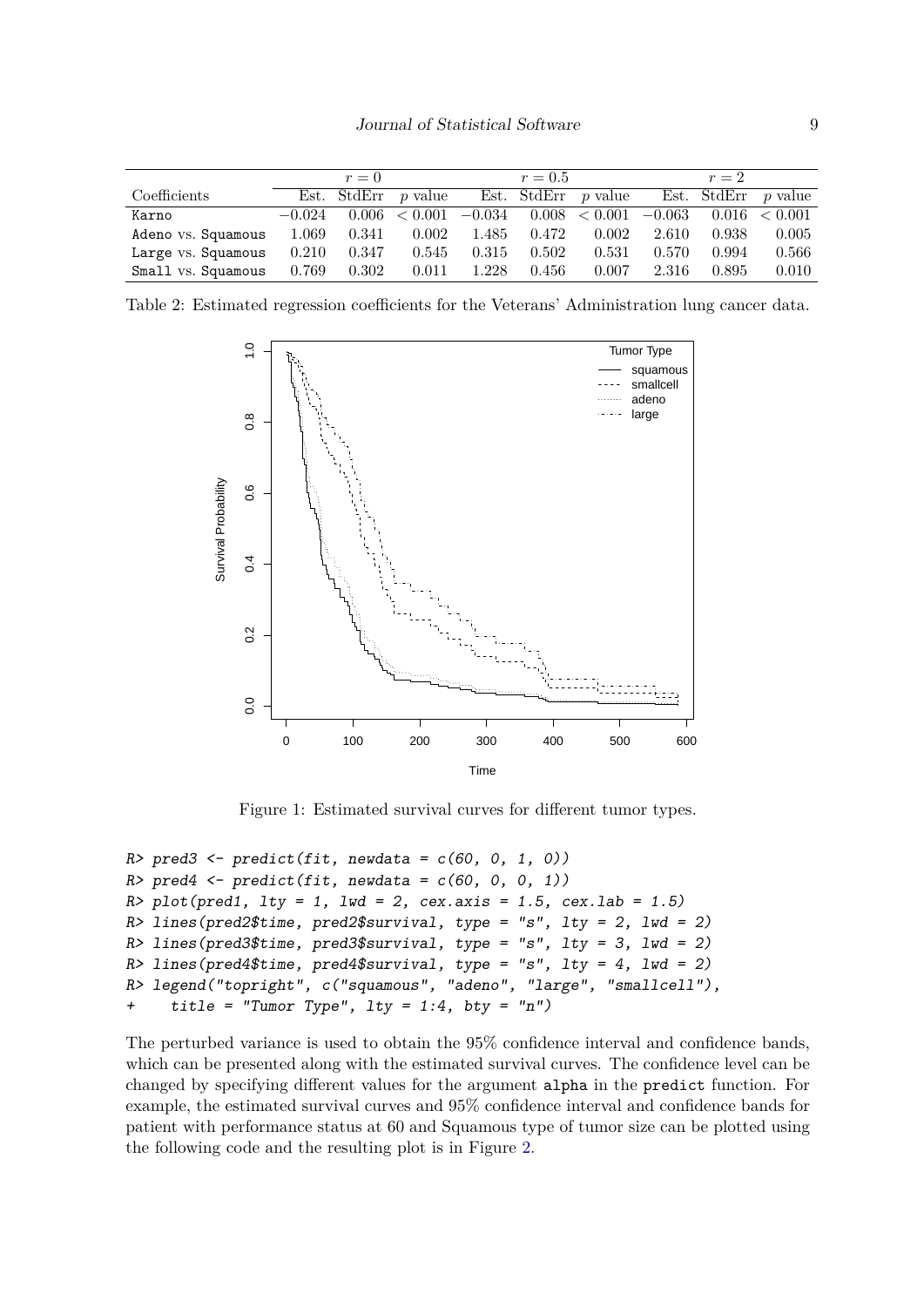| | $r = 0$ | | | $r = 0.5$ | | | $r = 2$ | | |
|---|---|---|---|---|---|---|---|---|---|
| Coefficients | Est. | StdErr | $p$ value | Est. | StdErr | $p$ value | Est. | StdErr | $p$ value |
| `Karno` | $-0.024$ | 0.006 | $< 0.001$ | $-0.034$ | 0.008 | $< 0.001$ | $-0.063$ | 0.016 | $< 0.001$ |
| `Adeno` vs. `Squamous` | 1.069 | 0.341 | 0.002 | 1.485 | 0.472 | 0.002 | 2.610 | 0.938 | 0.005 |
| `Large` vs. `Squamous` | 0.210 | 0.347 | 0.545 | 0.315 | 0.502 | 0.531 | 0.570 | 0.994 | 0.566 |
| `Small` vs. `Squamous` | 0.769 | 0.302 | 0.011 | 1.228 | 0.456 | 0.007 | 2.316 | 0.895 | 0.010 |

Table 2: Estimated regression coefficients for the Veterans' Administration lung cancer data.

Figure 1: Estimated survival curves for different tumor types.

```
R> pred3 <- predict(fit, newdata = c(60, 0, 1, 0))
R> pred4 <- predict(fit, newdata = c(60, 0, 0, 1))
R> plot(pred1, lty = 1, lwd = 2, cex.axis = 1.5, cex.lab = 1.5)
R> lines(pred2$time, pred2$survival, type = "s", lty = 2, lwd = 2)
R> lines(pred3$time, pred3$survival, type = "s", lty = 3, lwd = 2)
R> lines(pred4$time, pred4$survival, type = "s", lty = 4, lwd = 2)
R> legend("topright", c("squamous", "adeno", "large", "smallcell"),
+    title = "Tumor Type", lty = 1:4, bty = "n")
```

The perturbed variance is used to obtain the 95% confidence interval and confidence bands, which can be presented along with the estimated survival curves. The confidence level can be changed by specifying different values for the argument `alpha` in the `predict` function. For example, the estimated survival curves and 95% confidence interval and confidence bands for patient with performance status at 60 and Squamous type of tumor size can be plotted using the following code and the resulting plot is in Figure 2.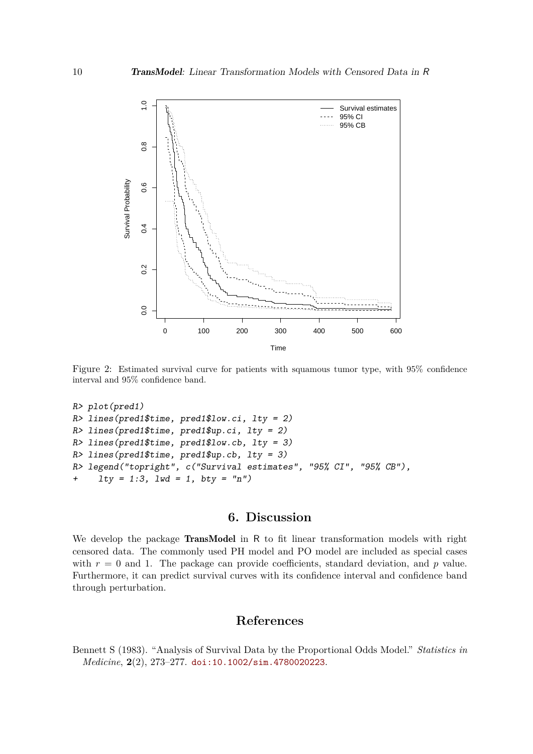Figure 2: Estimated survival curve for patients with squamous tumor type, with 95% confidence interval and 95% confidence band.

```
R> plot(pred1)
R> lines(pred1$time, pred1$low.ci, lty = 2)
R> lines(pred1$time, pred1$up.ci, lty = 2)
R> lines(pred1$time, pred1$low.cb, lty = 3)
R> lines(pred1$time, pred1$up.cb, lty = 3)
R> legend("topright", c("Survival estimates", "95% CI", "95% CB"),
+    lty = 1:3, lwd = 1, bty = "n")
```

## 6. Discussion

We develop the package **TransModel** in R to fit linear transformation models with right censored data. The commonly used PH model and PO model are included as special cases with $r = 0$ and 1. The package can provide coefficients, standard deviation, and $p$ value. Furthermore, it can predict survival curves with its confidence interval and confidence band through perturbation.

## References

Bennett S (1983). "Analysis of Survival Data by the Proportional Odds Model." *Statistics in Medicine*, **2**(2), 273–277. doi:10.1002/sim.4780020223.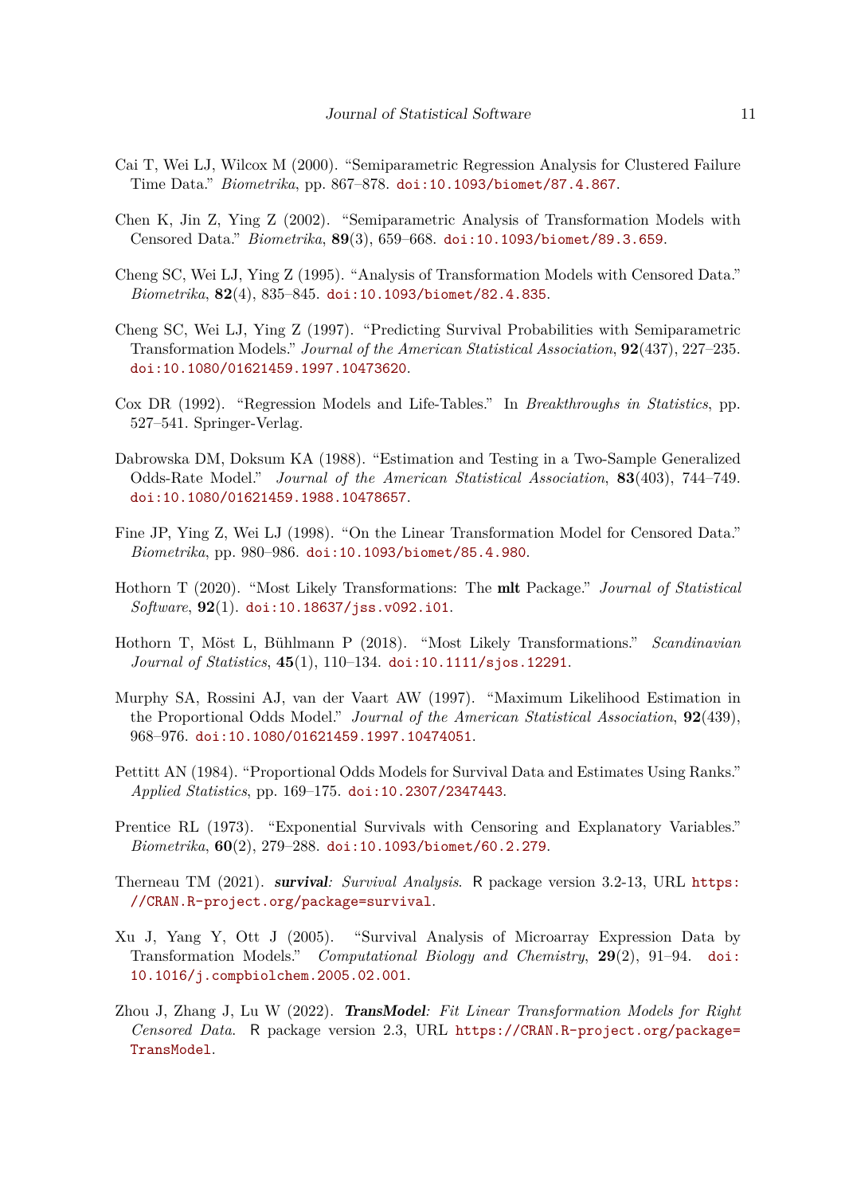Cai T, Wei LJ, Wilcox M (2000). "Semiparametric Regression Analysis for Clustered Failure Time Data." *Biometrika*, pp. 867–878. doi:10.1093/biomet/87.4.867.

Chen K, Jin Z, Ying Z (2002). "Semiparametric Analysis of Transformation Models with Censored Data." *Biometrika*, **89**(3), 659–668. doi:10.1093/biomet/89.3.659.

Cheng SC, Wei LJ, Ying Z (1995). "Analysis of Transformation Models with Censored Data." *Biometrika*, **82**(4), 835–845. doi:10.1093/biomet/82.4.835.

Cheng SC, Wei LJ, Ying Z (1997). "Predicting Survival Probabilities with Semiparametric Transformation Models." *Journal of the American Statistical Association*, **92**(437), 227–235. doi:10.1080/01621459.1997.10473620.

Cox DR (1992). "Regression Models and Life-Tables." In *Breakthroughs in Statistics*, pp. 527–541. Springer-Verlag.

Dabrowska DM, Doksum KA (1988). "Estimation and Testing in a Two-Sample Generalized Odds-Rate Model." *Journal of the American Statistical Association*, **83**(403), 744–749. doi:10.1080/01621459.1988.10478657.

Fine JP, Ying Z, Wei LJ (1998). "On the Linear Transformation Model for Censored Data." *Biometrika*, pp. 980–986. doi:10.1093/biomet/85.4.980.

Hothorn T (2020). "Most Likely Transformations: The **mlt** Package." *Journal of Statistical Software*, **92**(1). doi:10.18637/jss.v092.i01.

Hothorn T, Möst L, Bühlmann P (2018). "Most Likely Transformations." *Scandinavian Journal of Statistics*, **45**(1), 110–134. doi:10.1111/sjos.12291.

Murphy SA, Rossini AJ, van der Vaart AW (1997). "Maximum Likelihood Estimation in the Proportional Odds Model." *Journal of the American Statistical Association*, **92**(439), 968–976. doi:10.1080/01621459.1997.10474051.

Pettitt AN (1984). "Proportional Odds Models for Survival Data and Estimates Using Ranks." *Applied Statistics*, pp. 169–175. doi:10.2307/2347443.

Prentice RL (1973). "Exponential Survivals with Censoring and Explanatory Variables." *Biometrika*, **60**(2), 279–288. doi:10.1093/biomet/60.2.279.

Therneau TM (2021). ***survival**: Survival Analysis*. R package version 3.2-13, URL https://CRAN.R-project.org/package=survival.

Xu J, Yang Y, Ott J (2005). "Survival Analysis of Microarray Expression Data by Transformation Models." *Computational Biology and Chemistry*, **29**(2), 91–94. doi:10.1016/j.compbiolchem.2005.02.001.

Zhou J, Zhang J, Lu W (2022). ***TransModel**: Fit Linear Transformation Models for Right Censored Data*. R package version 2.3, URL https://CRAN.R-project.org/package=TransModel.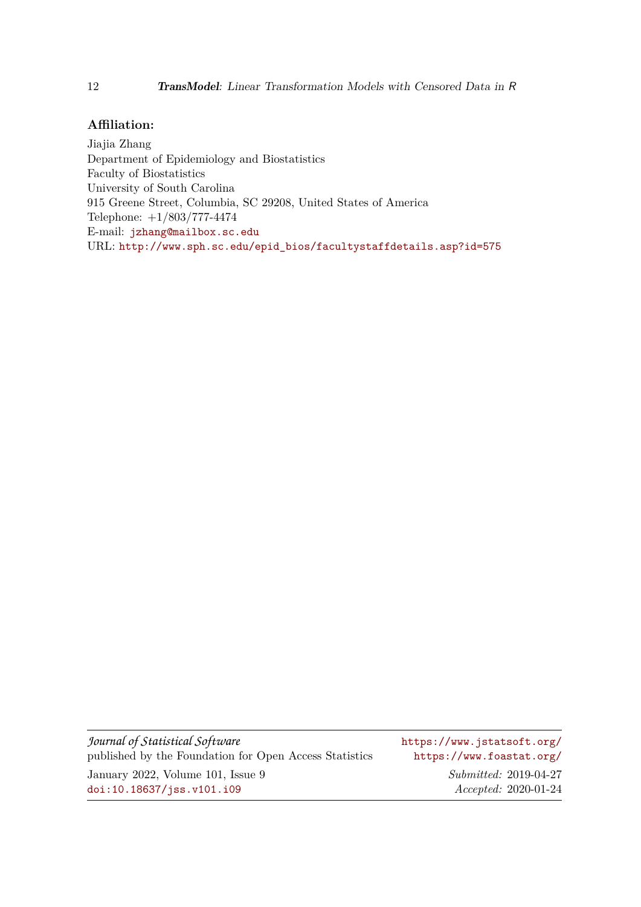**Affiliation:**

Jiajia Zhang
Department of Epidemiology and Biostatistics
Faculty of Biostatistics
University of South Carolina
915 Greene Street, Columbia, SC 29208, United States of America
Telephone: +1/803/777-4474
E-mail: jzhang@mailbox.sc.edu
URL: http://www.sph.sc.edu/epid_bios/facultystaffdetails.asp?id=575

*Journal of Statistical Software* https://www.jstatsoft.org/
published by the Foundation for Open Access Statistics https://www.foastat.org/
January 2022, Volume 101, Issue 9 *Submitted:* 2019-04-27
doi:10.18637/jss.v101.i09 *Accepted:* 2020-01-24